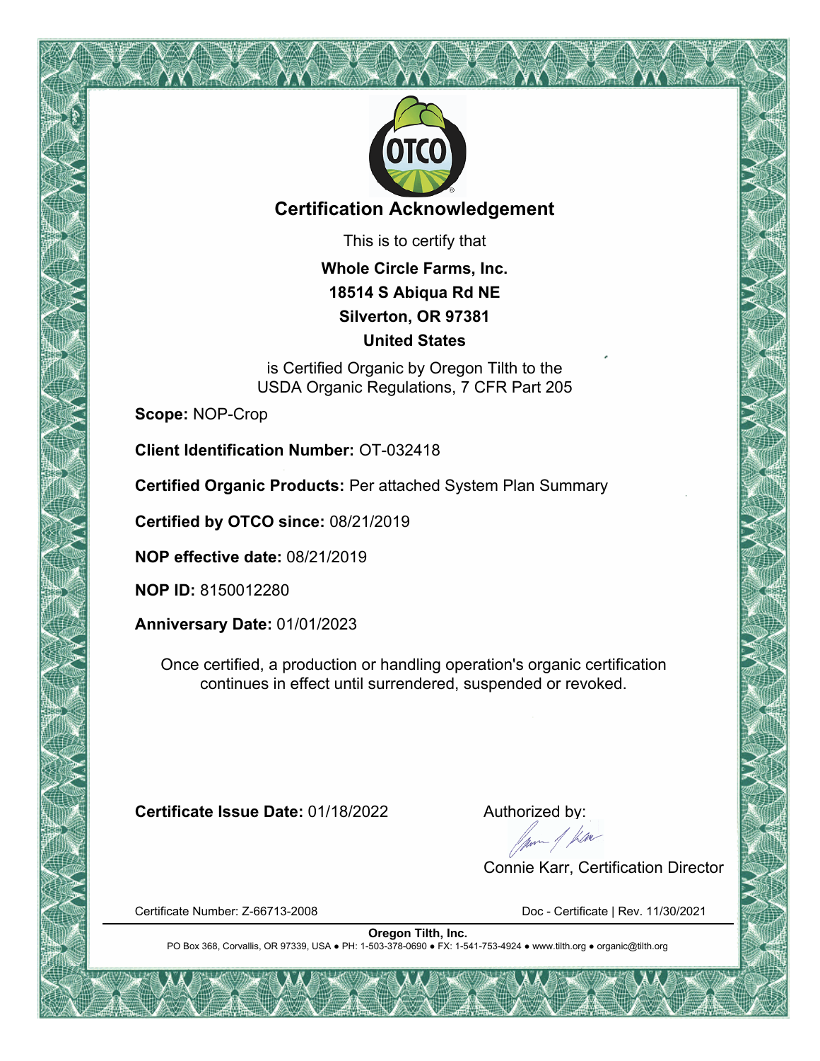# Certification Acknowledgement

This is to certify that

**Whole Circle Farms, Inc.**
**18514 S Abiqua Rd NE**
**Silverton, OR 97381**
**United States**

is Certified Organic by Oregon Tilth to the
USDA Organic Regulations, 7 CFR Part 205

**Scope:** NOP-Crop

**Client Identification Number:** OT-032418

**Certified Organic Products:** Per attached System Plan Summary

**Certified by OTCO since:** 08/21/2019

**NOP effective date:** 08/21/2019

**NOP ID:** 8150012280

**Anniversary Date:** 01/01/2023

Once certified, a production or handling operation's organic certification continues in effect until surrendered, suspended or revoked.

**Certificate Issue Date:** 01/18/2022

Authorized by:

Connie Karr, Certification Director

Certificate Number: Z-66713-2008

Doc - Certificate | Rev. 11/30/2021

**Oregon Tilth, Inc.**
PO Box 368, Corvallis, OR 97339, USA ● PH: 1-503-378-0690 ● FX: 1-541-753-4924 ● www.tilth.org ● organic@tilth.org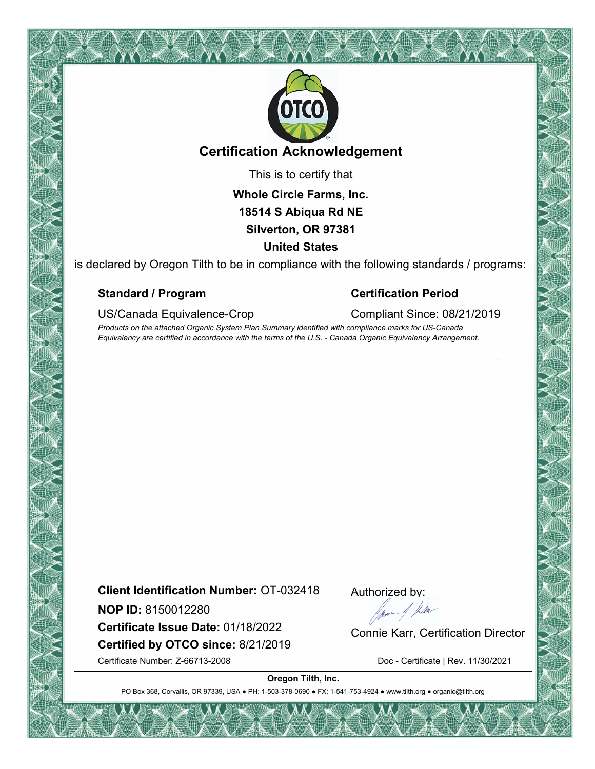## Certification Acknowledgement

This is to certify that

**Whole Circle Farms, Inc.**
**18514 S Abiqua Rd NE**
**Silverton, OR 97381**
**United States**

is declared by Oregon Tilth to be in compliance with the following standards / programs:

| **Standard / Program** | **Certification Period** |
| --- | --- |
| US/Canada Equivalence-Crop | Compliant Since: 08/21/2019 |

*Products on the attached Organic System Plan Summary identified with compliance marks for US-Canada Equivalency are certified in accordance with the terms of the U.S. - Canada Organic Equivalency Arrangement.*

**Client Identification Number:** OT-032418

**NOP ID:** 8150012280

**Certificate Issue Date:** 01/18/2022

**Certified by OTCO since:** 8/21/2019

Certificate Number: Z-66713-2008

Authorized by:

Connie Karr, Certification Director

Doc - Certificate | Rev. 11/30/2021

**Oregon Tilth, Inc.**

PO Box 368, Corvallis, OR 97339, USA ● PH: 1-503-378-0690 ● FX: 1-541-753-4924 ● www.tilth.org ● organic@tilth.org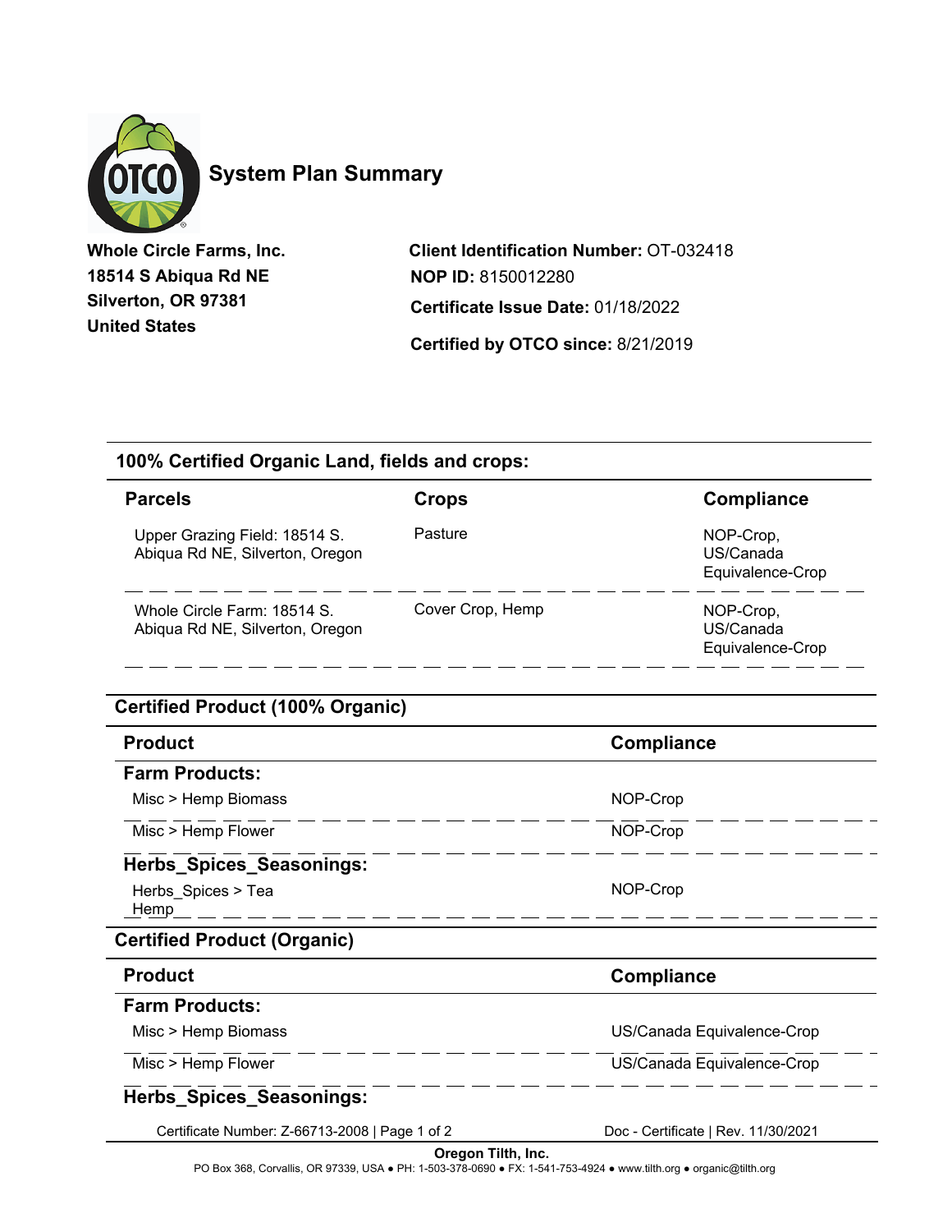# System Plan Summary

**Whole Circle Farms, Inc.**
**18514 S Abiqua Rd NE**
**Silverton, OR 97381**
**United States**

**Client Identification Number:** OT-032418
**NOP ID:** 8150012280
**Certificate Issue Date:** 01/18/2022
**Certified by OTCO since:** 8/21/2019

## 100% Certified Organic Land, fields and crops:

| Parcels | Crops | Compliance |
|---|---|---|
| Upper Grazing Field: 18514 S. Abiqua Rd NE, Silverton, Oregon | Pasture | NOP-Crop, US/Canada Equivalence-Crop |
| Whole Circle Farm: 18514 S. Abiqua Rd NE, Silverton, Oregon | Cover Crop, Hemp | NOP-Crop, US/Canada Equivalence-Crop |

## Certified Product (100% Organic)

| Product | Compliance |
|---|---|
| **Farm Products:** | |
| Misc > Hemp Biomass | NOP-Crop |
| Misc > Hemp Flower | NOP-Crop |
| **Herbs_Spices_Seasonings:** | |
| Herbs_Spices > Tea Hemp | NOP-Crop |

## Certified Product (Organic)

| Product | Compliance |
|---|---|
| **Farm Products:** | |
| Misc > Hemp Biomass | US/Canada Equivalence-Crop |
| Misc > Hemp Flower | US/Canada Equivalence-Crop |
| **Herbs_Spices_Seasonings:** | |

Certificate Number: Z-66713-2008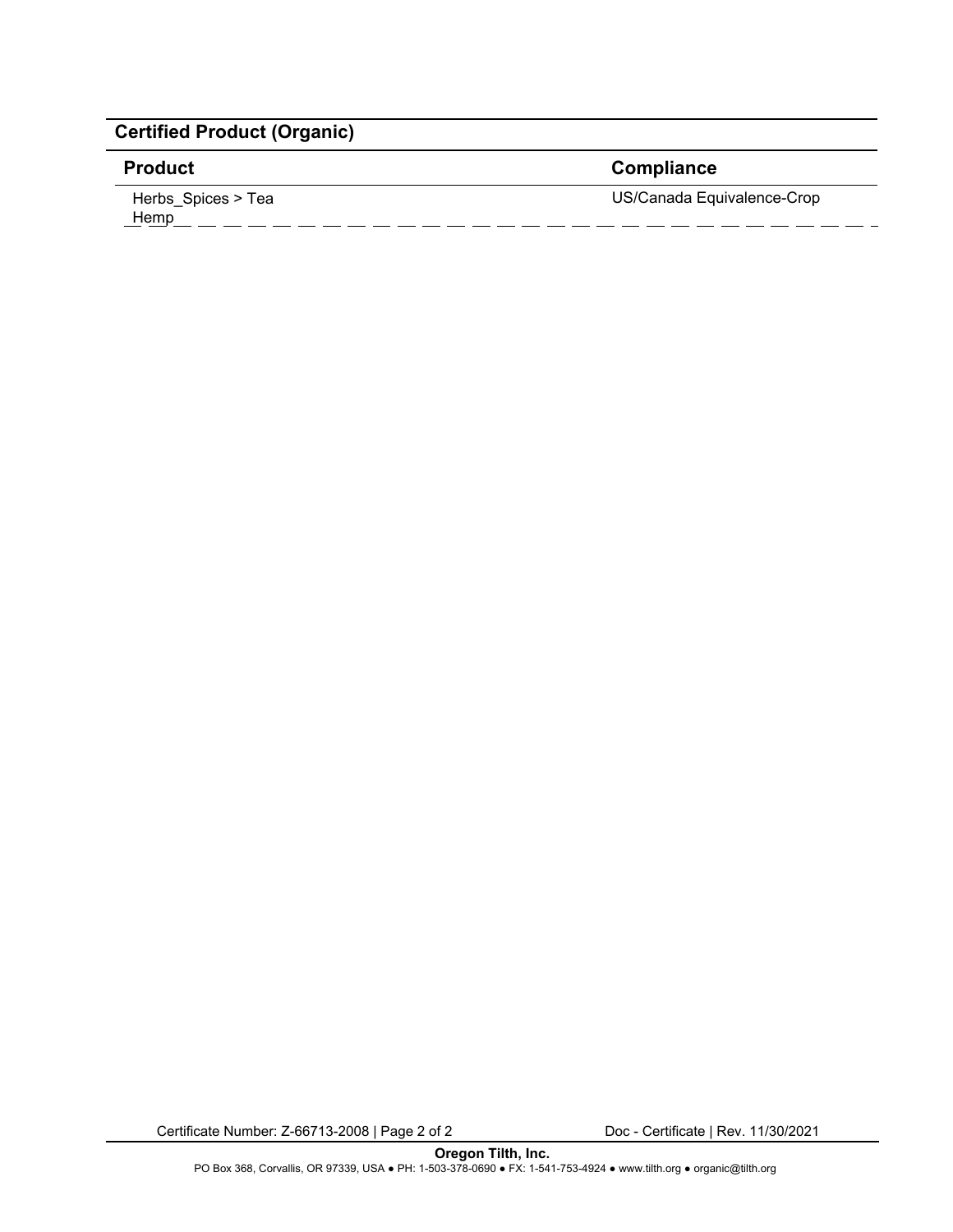## Certified Product (Organic)

| Product | Compliance |
|---|---|
| Herbs_Spices > Tea<br>Hemp | US/Canada Equivalence-Crop |

Certificate Number: Z-66713-2008 | Page 2 of 2 Doc - Certificate | Rev. 11/30/2021

**Oregon Tilth, Inc.**
PO Box 368, Corvallis, OR 97339, USA ● PH: 1-503-378-0690 ● FX: 1-541-753-4924 ● www.tilth.org ● organic@tilth.org